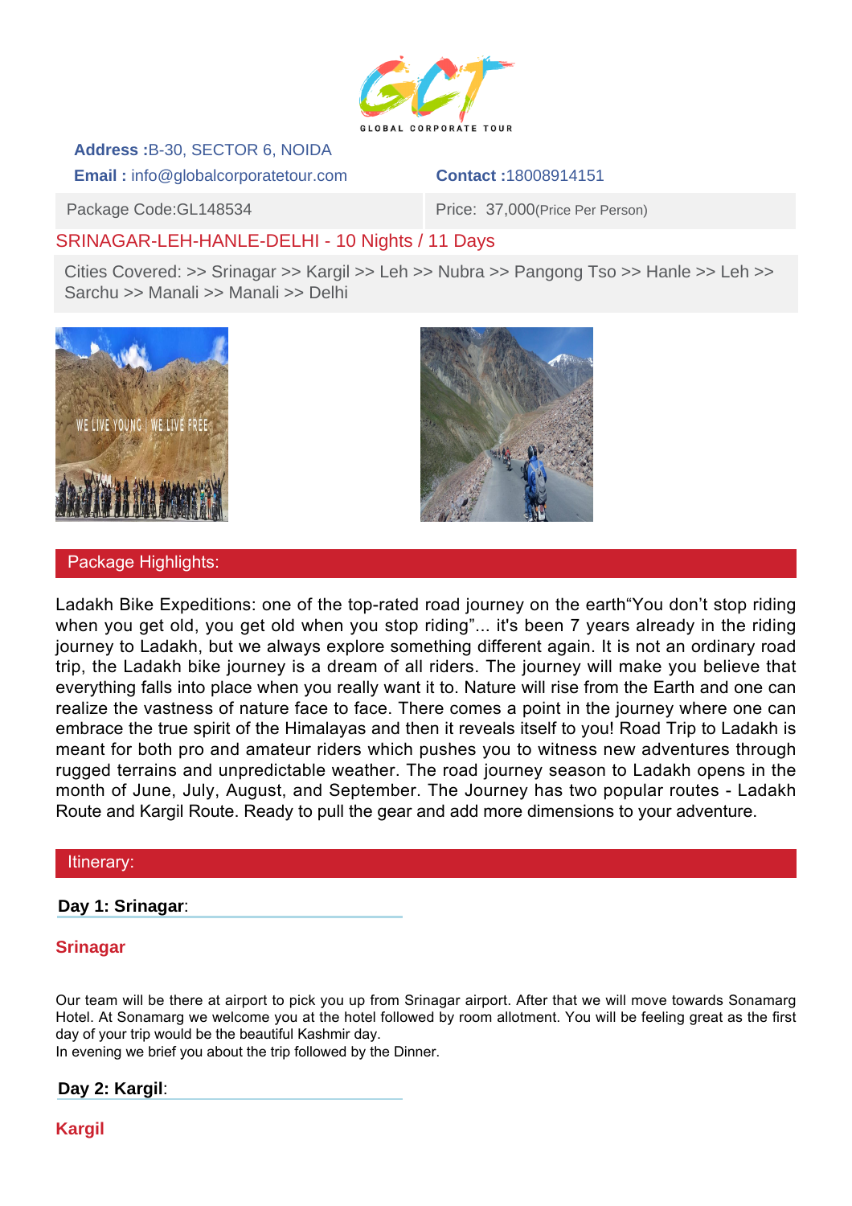GLOBAL CORPORATE TOUR

**Address :** B-30, SECTOR 6, NOIDA

**Email :** info@globalcorporatetour.com

**Contact :** 18008914151

| Package Code:GL148534 | Price: 37,000(Price Per Person) |
|---|---|

## SRINAGAR-LEH-HANLE-DELHI - 10 Nights / 11 Days

Cities Covered: >> Srinagar >> Kargil >> Leh >> Nubra >> Pangong Tso >> Hanle >> Leh >> Sarchu >> Manali >> Manali >> Delhi

## Package Highlights:

Ladakh Bike Expeditions: one of the top-rated road journey on the earth"You don't stop riding when you get old, you get old when you stop riding"... it's been 7 years already in the riding journey to Ladakh, but we always explore something different again. It is not an ordinary road trip, the Ladakh bike journey is a dream of all riders. The journey will make you believe that everything falls into place when you really want it to. Nature will rise from the Earth and one can realize the vastness of nature face to face. There comes a point in the journey where one can embrace the true spirit of the Himalayas and then it reveals itself to you! Road Trip to Ladakh is meant for both pro and amateur riders which pushes you to witness new adventures through rugged terrains and unpredictable weather. The road journey season to Ladakh opens in the month of June, July, August, and September. The Journey has two popular routes - Ladakh Route and Kargil Route. Ready to pull the gear and add more dimensions to your adventure.

## Itinerary:

**Day 1: Srinagar**:

### Srinagar

Our team will be there at airport to pick you up from Srinagar airport. After that we will move towards Sonamarg Hotel. At Sonamarg we welcome you at the hotel followed by room allotment. You will be feeling great as the first day of your trip would be the beautiful Kashmir day.
In evening we brief you about the trip followed by the Dinner.

**Day 2: Kargil**:

### Kargil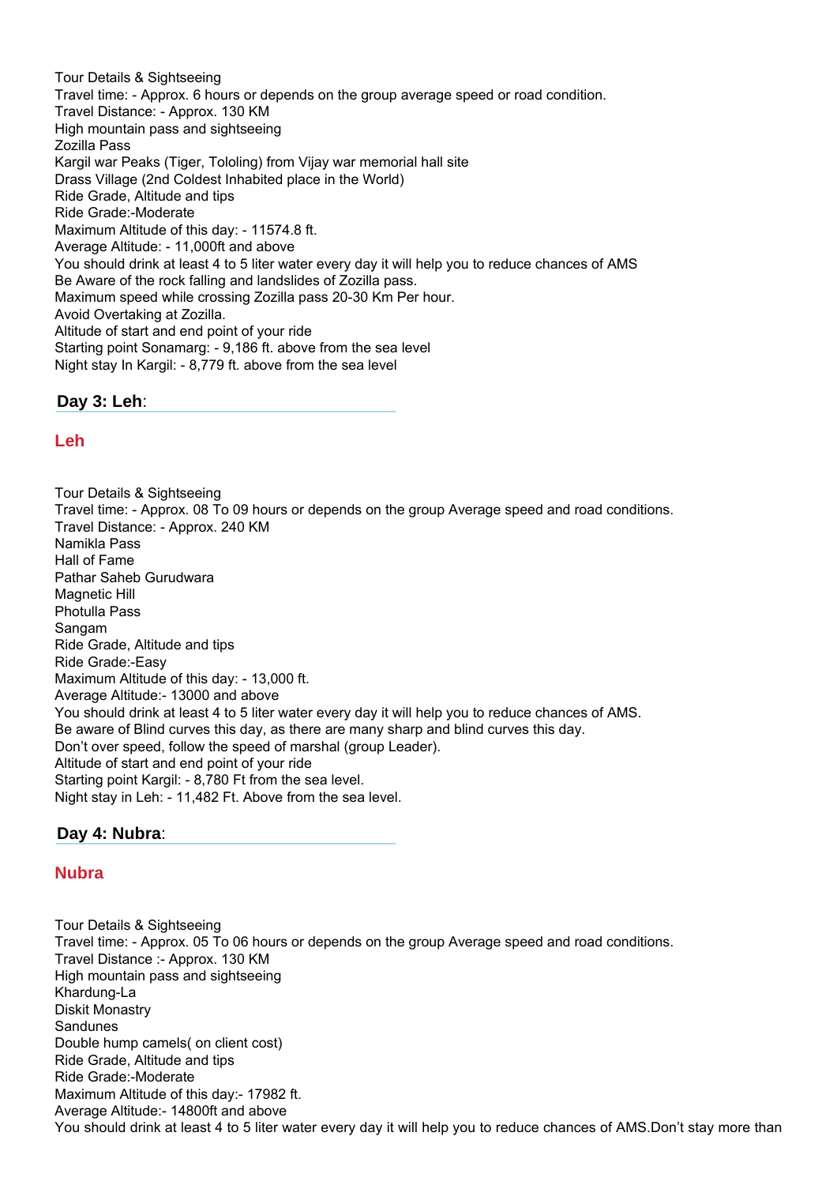Tour Details & Sightseeing
Travel time: - Approx. 6 hours or depends on the group average speed or road condition.
Travel Distance: - Approx. 130 KM
High mountain pass and sightseeing
Zozilla Pass
Kargil war Peaks (Tiger, Tololing) from Vijay war memorial hall site
Drass Village (2nd Coldest Inhabited place in the World)
Ride Grade, Altitude and tips
Ride Grade:-Moderate
Maximum Altitude of this day: - 11574.8 ft.
Average Altitude: - 11,000ft and above
You should drink at least 4 to 5 liter water every day it will help you to reduce chances of AMS
Be Aware of the rock falling and landslides of Zozilla pass.
Maximum speed while crossing Zozilla pass 20-30 Km Per hour.
Avoid Overtaking at Zozilla.
Altitude of start and end point of your ride
Starting point Sonamarg: - 9,186 ft. above from the sea level
Night stay In Kargil: - 8,779 ft. above from the sea level

## Day 3: Leh:

### Leh

Tour Details & Sightseeing
Travel time: - Approx. 08 To 09 hours or depends on the group Average speed and road conditions.
Travel Distance: - Approx. 240 KM
Namikla Pass
Hall of Fame
Pathar Saheb Gurudwara
Magnetic Hill
Photulla Pass
Sangam
Ride Grade, Altitude and tips
Ride Grade:-Easy
Maximum Altitude of this day: - 13,000 ft.
Average Altitude:- 13000 and above
You should drink at least 4 to 5 liter water every day it will help you to reduce chances of AMS.
Be aware of Blind curves this day, as there are many sharp and blind curves this day.
Don't over speed, follow the speed of marshal (group Leader).
Altitude of start and end point of your ride
Starting point Kargil: - 8,780 Ft from the sea level.
Night stay in Leh: - 11,482 Ft. Above from the sea level.

## Day 4: Nubra:

### Nubra

Tour Details & Sightseeing
Travel time: - Approx. 05 To 06 hours or depends on the group Average speed and road conditions.
Travel Distance :- Approx. 130 KM
High mountain pass and sightseeing
Khardung-La
Diskit Monastry
Sandunes
Double hump camels( on client cost)
Ride Grade, Altitude and tips
Ride Grade:-Moderate
Maximum Altitude of this day:- 17982 ft.
Average Altitude:- 14800ft and above
You should drink at least 4 to 5 liter water every day it will help you to reduce chances of AMS.Don't stay more than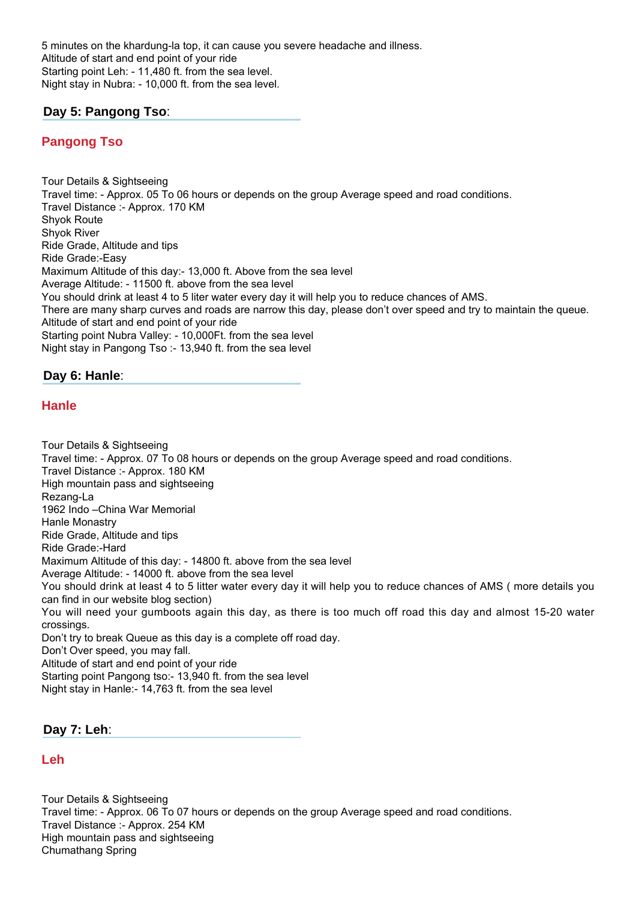5 minutes on the khardung-la top, it can cause you severe headache and illness.
Altitude of start and end point of your ride
Starting point Leh: - 11,480 ft. from the sea level.
Night stay in Nubra: - 10,000 ft. from the sea level.

### **Day 5: Pangong Tso**:

## Pangong Tso

Tour Details & Sightseeing
Travel time: - Approx. 05 To 06 hours or depends on the group Average speed and road conditions.
Travel Distance :- Approx. 170 KM
Shyok Route
Shyok River
Ride Grade, Altitude and tips
Ride Grade:-Easy
Maximum Altitude of this day:- 13,000 ft. Above from the sea level
Average Altitude: - 11500 ft. above from the sea level
You should drink at least 4 to 5 liter water every day it will help you to reduce chances of AMS.
There are many sharp curves and roads are narrow this day, please don't over speed and try to maintain the queue.
Altitude of start and end point of your ride
Starting point Nubra Valley: - 10,000Ft. from the sea level
Night stay in Pangong Tso :- 13,940 ft. from the sea level

### **Day 6: Hanle**:

## Hanle

Tour Details & Sightseeing
Travel time: - Approx. 07 To 08 hours or depends on the group Average speed and road conditions.
Travel Distance :- Approx. 180 KM
High mountain pass and sightseeing
Rezang-La
1962 Indo –China War Memorial
Hanle Monastry
Ride Grade, Altitude and tips
Ride Grade:-Hard
Maximum Altitude of this day: - 14800 ft. above from the sea level
Average Altitude: - 14000 ft. above from the sea level
You should drink at least 4 to 5 litter water every day it will help you to reduce chances of AMS ( more details you can find in our website blog section)
You will need your gumboots again this day, as there is too much off road this day and almost 15-20 water crossings.
Don't try to break Queue as this day is a complete off road day.
Don't Over speed, you may fall.
Altitude of start and end point of your ride
Starting point Pangong tso:- 13,940 ft. from the sea level
Night stay in Hanle:- 14,763 ft. from the sea level

### **Day 7: Leh**:

## Leh

Tour Details & Sightseeing
Travel time: - Approx. 06 To 07 hours or depends on the group Average speed and road conditions.
Travel Distance :- Approx. 254 KM
High mountain pass and sightseeing
Chumathang Spring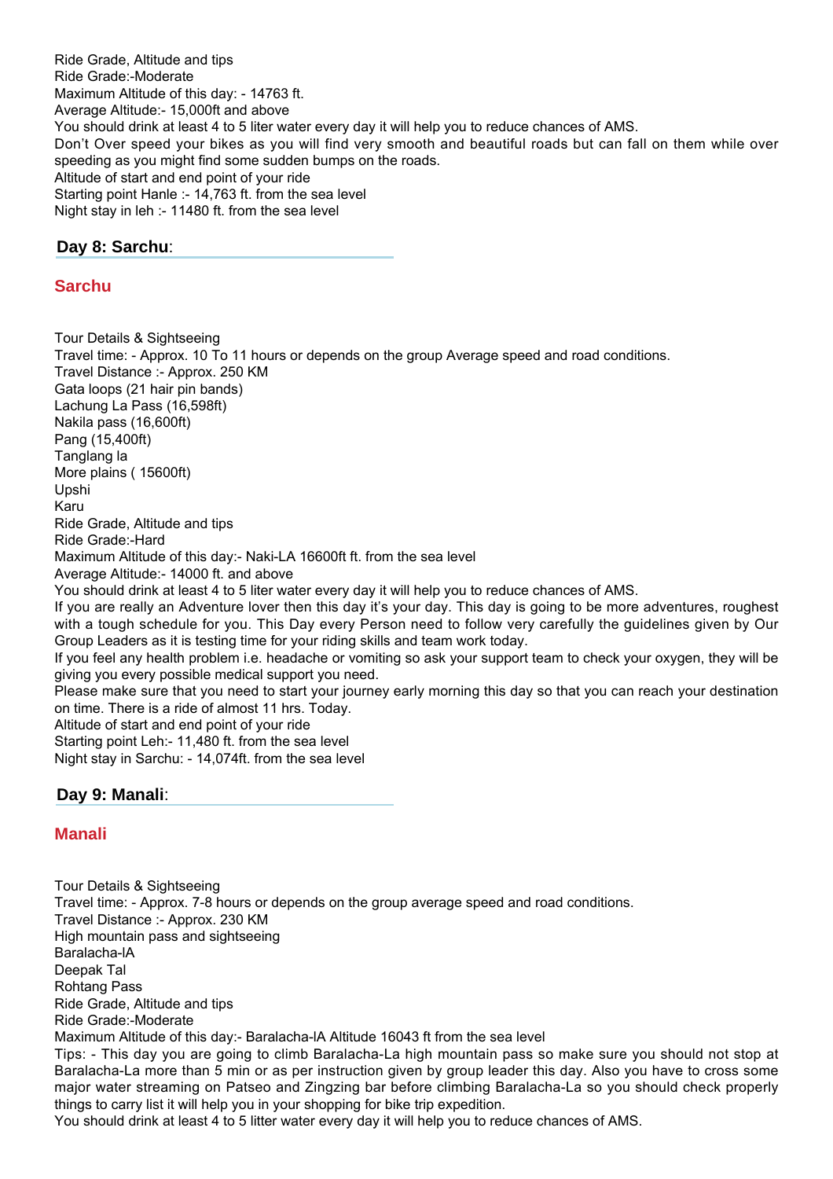Ride Grade, Altitude and tips
Ride Grade:-Moderate
Maximum Altitude of this day: - 14763 ft.
Average Altitude:- 15,000ft and above
You should drink at least 4 to 5 liter water every day it will help you to reduce chances of AMS.
Don't Over speed your bikes as you will find very smooth and beautiful roads but can fall on them while over speeding as you might find some sudden bumps on the roads.
Altitude of start and end point of your ride
Starting point Hanle :- 14,763 ft. from the sea level
Night stay in leh :- 11480 ft. from the sea level

## Day 8: Sarchu:

### Sarchu

Tour Details & Sightseeing
Travel time: - Approx. 10 To 11 hours or depends on the group Average speed and road conditions.
Travel Distance :- Approx. 250 KM
Gata loops (21 hair pin bands)
Lachung La Pass (16,598ft)
Nakila pass (16,600ft)
Pang (15,400ft)
Tanglang la
More plains ( 15600ft)
Upshi
Karu
Ride Grade, Altitude and tips
Ride Grade:-Hard
Maximum Altitude of this day:- Naki-LA 16600ft ft. from the sea level
Average Altitude:- 14000 ft. and above
You should drink at least 4 to 5 liter water every day it will help you to reduce chances of AMS.
If you are really an Adventure lover then this day it's your day. This day is going to be more adventures, roughest with a tough schedule for you. This Day every Person need to follow very carefully the guidelines given by Our Group Leaders as it is testing time for your riding skills and team work today.
If you feel any health problem i.e. headache or vomiting so ask your support team to check your oxygen, they will be giving you every possible medical support you need.
Please make sure that you need to start your journey early morning this day so that you can reach your destination on time. There is a ride of almost 11 hrs. Today.
Altitude of start and end point of your ride
Starting point Leh:- 11,480 ft. from the sea level
Night stay in Sarchu: - 14,074ft. from the sea level

## Day 9: Manali:

### Manali

Tour Details & Sightseeing
Travel time: - Approx. 7-8 hours or depends on the group average speed and road conditions.
Travel Distance :- Approx. 230 KM
High mountain pass and sightseeing
Baralacha-lA
Deepak Tal
Rohtang Pass
Ride Grade, Altitude and tips
Ride Grade:-Moderate
Maximum Altitude of this day:- Baralacha-lA Altitude 16043 ft from the sea level
Tips: - This day you are going to climb Baralacha-La high mountain pass so make sure you should not stop at Baralacha-La more than 5 min or as per instruction given by group leader this day. Also you have to cross some major water streaming on Patseo and Zingzing bar before climbing Baralacha-La so you should check properly things to carry list it will help you in your shopping for bike trip expedition.
You should drink at least 4 to 5 litter water every day it will help you to reduce chances of AMS.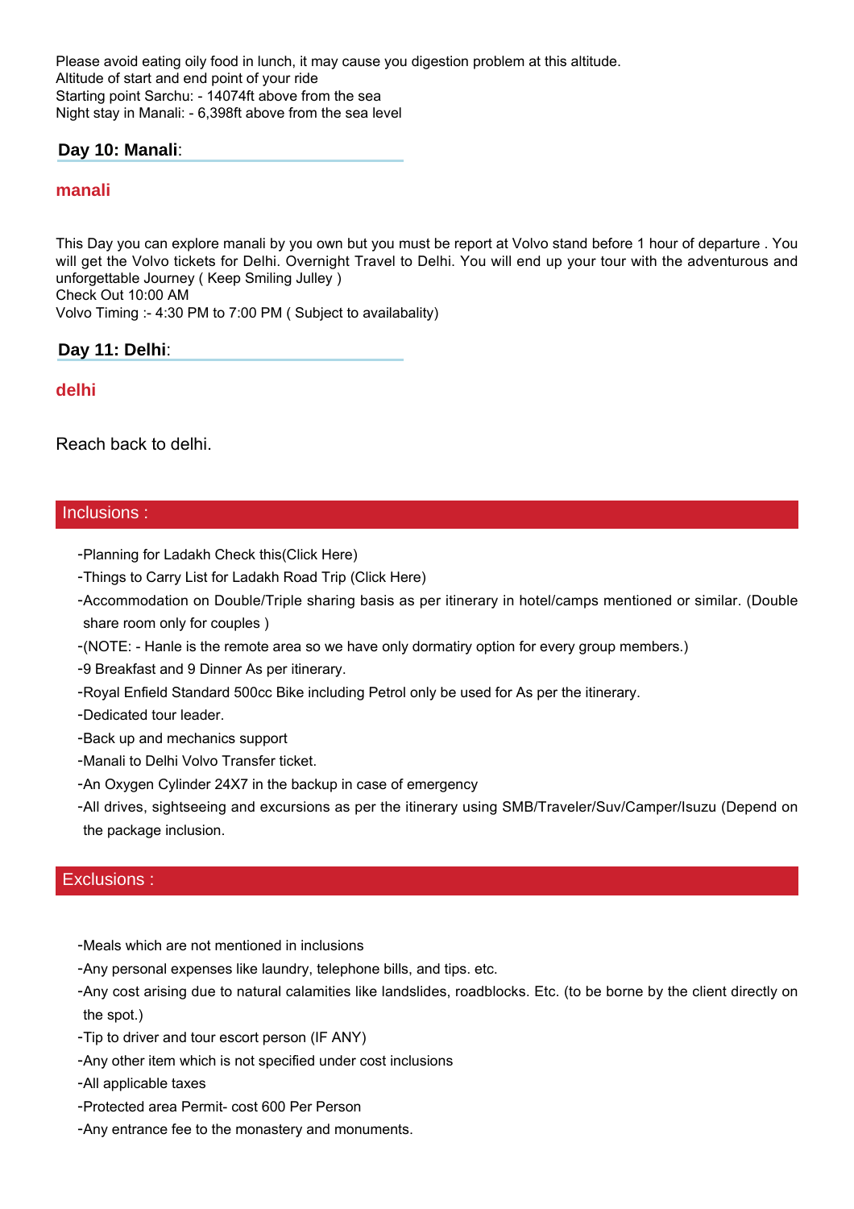Please avoid eating oily food in lunch, it may cause you digestion problem at this altitude.
Altitude of start and end point of your ride
Starting point Sarchu: - 14074ft above from the sea
Night stay in Manali: - 6,398ft above from the sea level

## Day 10: Manali:

### manali

This Day you can explore manali by you own but you must be report at Volvo stand before 1 hour of departure . You will get the Volvo tickets for Delhi. Overnight Travel to Delhi. You will end up your tour with the adventurous and unforgettable Journey ( Keep Smiling Julley )
Check Out 10:00 AM
Volvo Timing :- 4:30 PM to 7:00 PM ( Subject to availabality)

## Day 11: Delhi:

### delhi

Reach back to delhi.

## Inclusions :

- -Planning for Ladakh Check this(Click Here)
- -Things to Carry List for Ladakh Road Trip (Click Here)
- -Accommodation on Double/Triple sharing basis as per itinerary in hotel/camps mentioned or similar. (Double share room only for couples )
- -(NOTE: - Hanle is the remote area so we have only dormatiry option for every group members.)
- -9 Breakfast and 9 Dinner As per itinerary.
- -Royal Enfield Standard 500cc Bike including Petrol only be used for As per the itinerary.
- -Dedicated tour leader.
- -Back up and mechanics support
- -Manali to Delhi Volvo Transfer ticket.
- -An Oxygen Cylinder 24X7 in the backup in case of emergency
- -All drives, sightseeing and excursions as per the itinerary using SMB/Traveler/Suv/Camper/Isuzu (Depend on the package inclusion.

## Exclusions :

- -Meals which are not mentioned in inclusions
- -Any personal expenses like laundry, telephone bills, and tips. etc.
- -Any cost arising due to natural calamities like landslides, roadblocks. Etc. (to be borne by the client directly on the spot.)
- -Tip to driver and tour escort person (IF ANY)
- -Any other item which is not specified under cost inclusions
- -All applicable taxes
- -Protected area Permit- cost 600 Per Person
- -Any entrance fee to the monastery and monuments.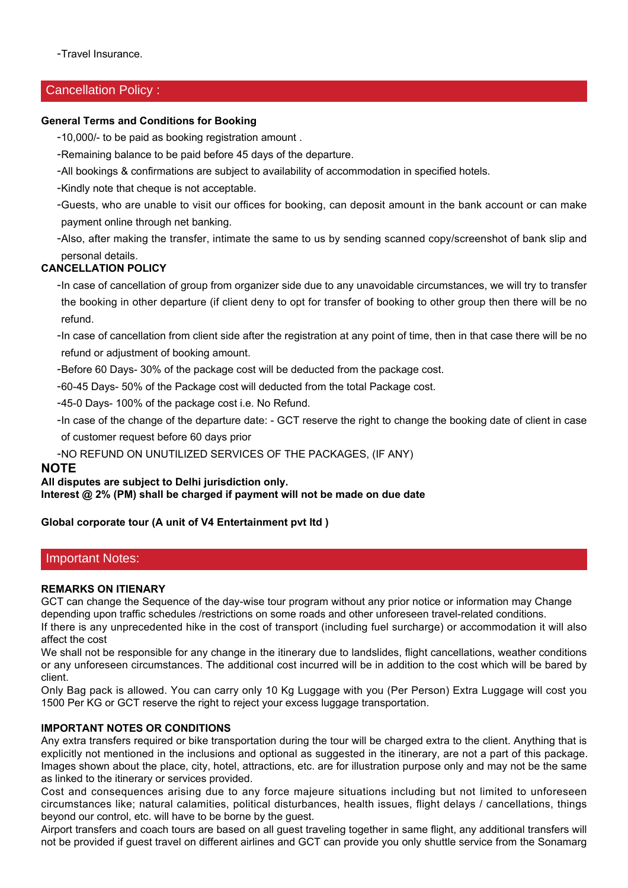-Travel Insurance.

## Cancellation Policy :

**General Terms and Conditions for Booking**

-10,000/- to be paid as booking registration amount .

-Remaining balance to be paid before 45 days of the departure.

-All bookings & confirmations are subject to availability of accommodation in specified hotels.

-Kindly note that cheque is not acceptable.

-Guests, who are unable to visit our offices for booking, can deposit amount in the bank account or can make payment online through net banking.

-Also, after making the transfer, intimate the same to us by sending scanned copy/screenshot of bank slip and personal details.

**CANCELLATION POLICY**

-In case of cancellation of group from organizer side due to any unavoidable circumstances, we will try to transfer the booking in other departure (if client deny to opt for transfer of booking to other group then there will be no refund.

-In case of cancellation from client side after the registration at any point of time, then in that case there will be no refund or adjustment of booking amount.

-Before 60 Days- 30% of the package cost will be deducted from the package cost.

-60-45 Days- 50% of the Package cost will deducted from the total Package cost.

-45-0 Days- 100% of the package cost i.e. No Refund.

-In case of the change of the departure date: - GCT reserve the right to change the booking date of client in case of customer request before 60 days prior

-NO REFUND ON UNUTILIZED SERVICES OF THE PACKAGES, (IF ANY)

**NOTE**

**All disputes are subject to Delhi jurisdiction only.**
**Interest @ 2% (PM) shall be charged if payment will not be made on due date**

**Global corporate tour (A unit of V4 Entertainment pvt ltd )**

## Important Notes:

**REMARKS ON ITIENARY**

GCT can change the Sequence of the day-wise tour program without any prior notice or information may Change depending upon traffic schedules /restrictions on some roads and other unforeseen travel-related conditions.

If there is any unprecedented hike in the cost of transport (including fuel surcharge) or accommodation it will also affect the cost

We shall not be responsible for any change in the itinerary due to landslides, flight cancellations, weather conditions or any unforeseen circumstances. The additional cost incurred will be in addition to the cost which will be bared by client.

Only Bag pack is allowed. You can carry only 10 Kg Luggage with you (Per Person) Extra Luggage will cost you 1500 Per KG or GCT reserve the right to reject your excess luggage transportation.

**IMPORTANT NOTES OR CONDITIONS**

Any extra transfers required or bike transportation during the tour will be charged extra to the client. Anything that is explicitly not mentioned in the inclusions and optional as suggested in the itinerary, are not a part of this package. Images shown about the place, city, hotel, attractions, etc. are for illustration purpose only and may not be the same as linked to the itinerary or services provided.

Cost and consequences arising due to any force majeure situations including but not limited to unforeseen circumstances like; natural calamities, political disturbances, health issues, flight delays / cancellations, things beyond our control, etc. will have to be borne by the guest.

Airport transfers and coach tours are based on all guest traveling together in same flight, any additional transfers will not be provided if guest travel on different airlines and GCT can provide you only shuttle service from the Sonamarg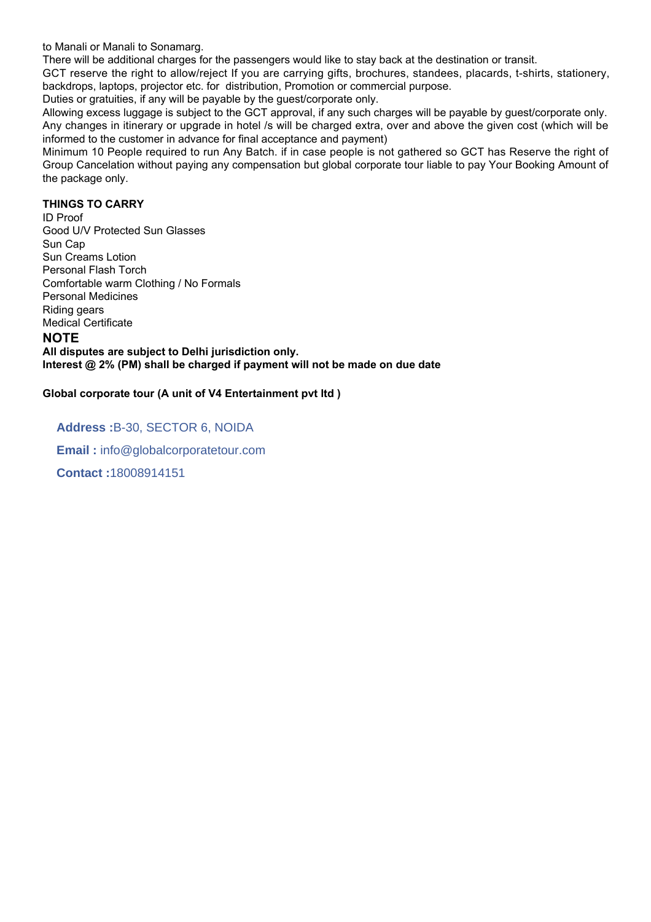to Manali or Manali to Sonamarg.
There will be additional charges for the passengers would like to stay back at the destination or transit.
GCT reserve the right to allow/reject If you are carrying gifts, brochures, standees, placards, t-shirts, stationery, backdrops, laptops, projector etc. for distribution, Promotion or commercial purpose.
Duties or gratuities, if any will be payable by the guest/corporate only.
Allowing excess luggage is subject to the GCT approval, if any such charges will be payable by guest/corporate only.
Any changes in itinerary or upgrade in hotel /s will be charged extra, over and above the given cost (which will be informed to the customer in advance for final acceptance and payment)
Minimum 10 People required to run Any Batch. if in case people is not gathered so GCT has Reserve the right of Group Cancelation without paying any compensation but global corporate tour liable to pay Your Booking Amount of the package only.

**THINGS TO CARRY**

ID Proof
Good U/V Protected Sun Glasses
Sun Cap
Sun Creams Lotion
Personal Flash Torch
Comfortable warm Clothing / No Formals
Personal Medicines
Riding gears
Medical Certificate

## NOTE

**All disputes are subject to Delhi jurisdiction only.**
**Interest @ 2% (PM) shall be charged if payment will not be made on due date**

**Global corporate tour (A unit of V4 Entertainment pvt ltd )**

**Address :**B-30, SECTOR 6, NOIDA

**Email :** info@globalcorporatetour.com

**Contact :**18008914151